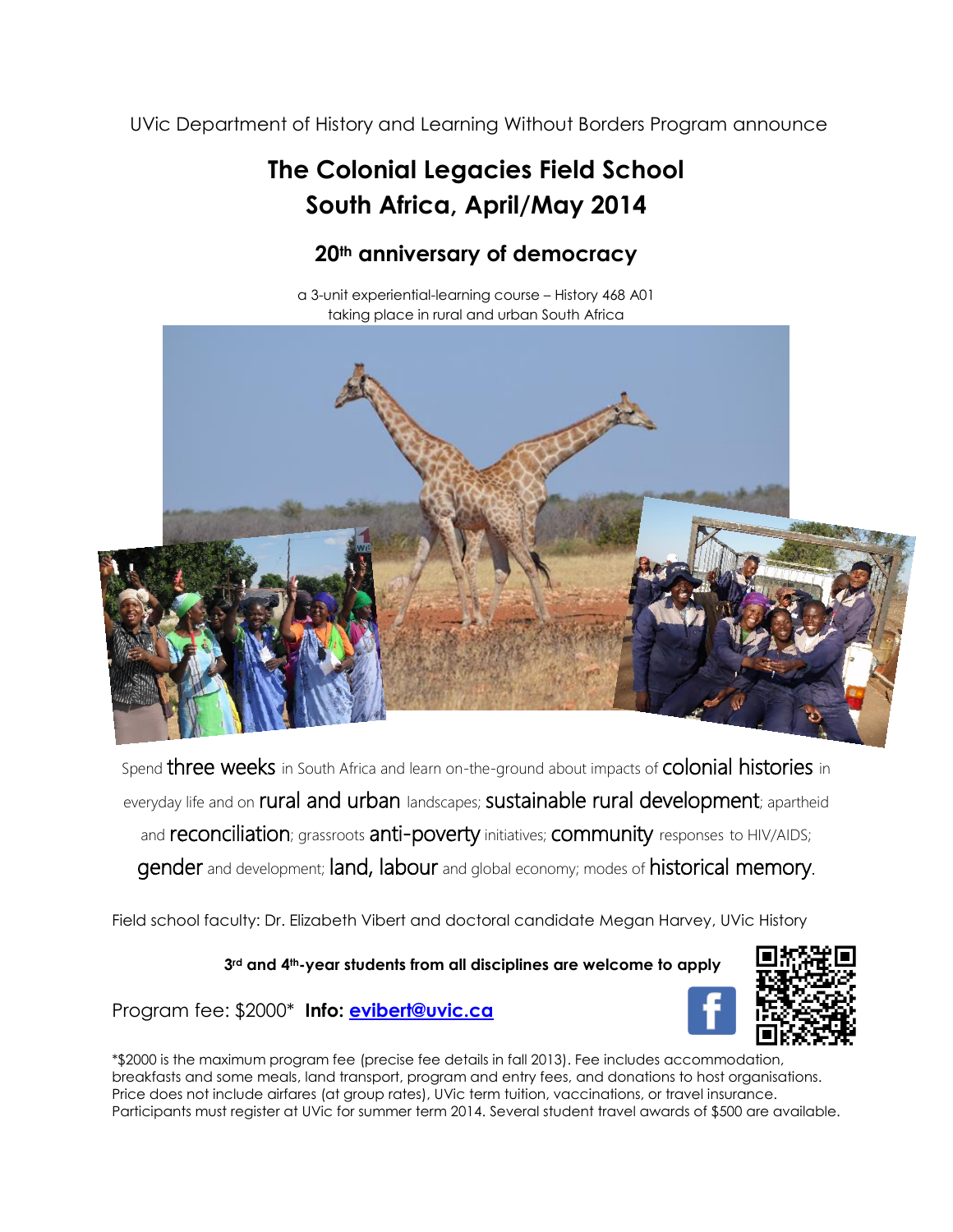UVic Department of History and Learning Without Borders Program announce

# The Colonial Legacies Field School
# South Africa, April/May 2014

## 20th anniversary of democracy

a 3-unit experiential-learning course – History 468 A01
taking place in rural and urban South Africa

Spend three weeks in South Africa and learn on-the-ground about impacts of colonial histories in everyday life and on rural and urban landscapes; sustainable rural development; apartheid and reconciliation; grassroots anti-poverty initiatives; community responses to HIV/AIDS; gender and development; land, labour and global economy; modes of historical memory.

Field school faculty: Dr. Elizabeth Vibert and doctoral candidate Megan Harvey, UVic History

**3rd and 4th-year students from all disciplines are welcome to apply**

Program fee: $2000* **Info: evibert@uvic.ca**

*$2000 is the maximum program fee (precise fee details in fall 2013). Fee includes accommodation, breakfasts and some meals, land transport, program and entry fees, and donations to host organisations. Price does not include airfares (at group rates), UVic term tuition, vaccinations, or travel insurance. Participants must register at UVic for summer term 2014. Several student travel awards of $500 are available.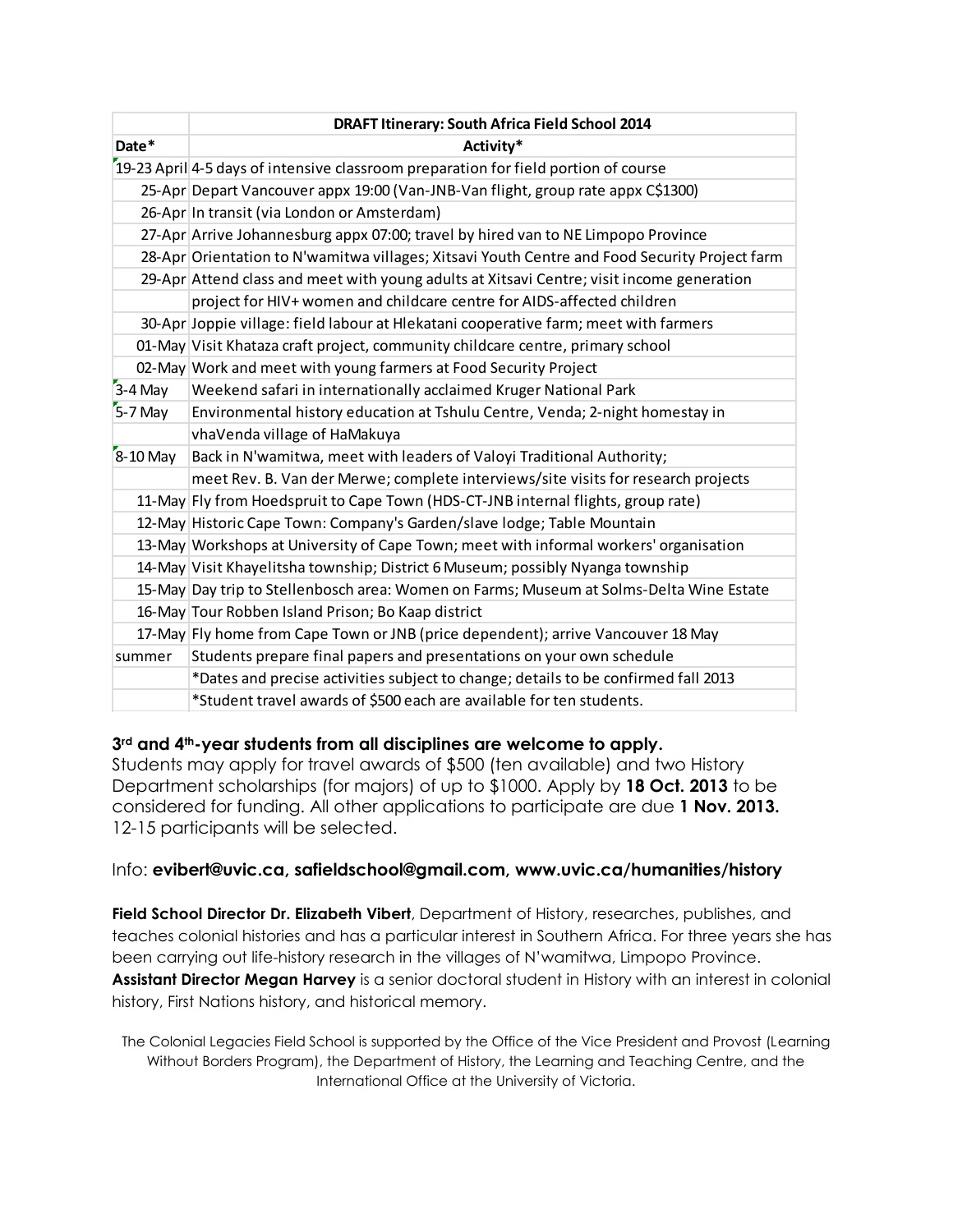| | DRAFT Itinerary: South Africa Field School 2014 |
|---|---|
| Date* | Activity* |
| 19-23 April | 4-5 days of intensive classroom preparation for field portion of course |
| 25-Apr | Depart Vancouver appx 19:00 (Van-JNB-Van flight, group rate appx C$1300) |
| 26-Apr | In transit (via London or Amsterdam) |
| 27-Apr | Arrive Johannesburg appx 07:00; travel by hired van to NE Limpopo Province |
| 28-Apr | Orientation to N'wamitwa villages; Xitsavi Youth Centre and Food Security Project farm |
| 29-Apr | Attend class and meet with young adults at Xitsavi Centre; visit income generation |
| | project for HIV+ women and childcare centre for AIDS-affected children |
| 30-Apr | Joppie village: field labour at Hlekatani cooperative farm; meet with farmers |
| 01-May | Visit Khataza craft project, community childcare centre, primary school |
| 02-May | Work and meet with young farmers at Food Security Project |
| 3-4 May | Weekend safari in internationally acclaimed Kruger National Park |
| 5-7 May | Environmental history education at Tshulu Centre, Venda; 2-night homestay in |
| | vhaVenda village of HaMakuya |
| 8-10 May | Back in N'wamitwa, meet with leaders of Valoyi Traditional Authority; |
| | meet Rev. B. Van der Merwe; complete interviews/site visits for research projects |
| 11-May | Fly from Hoedspruit to Cape Town (HDS-CT-JNB internal flights, group rate) |
| 12-May | Historic Cape Town: Company's Garden/slave lodge; Table Mountain |
| 13-May | Workshops at University of Cape Town; meet with informal workers' organisation |
| 14-May | Visit Khayelitsha township; District 6 Museum; possibly Nyanga township |
| 15-May | Day trip to Stellenbosch area: Women on Farms; Museum at Solms-Delta Wine Estate |
| 16-May | Tour Robben Island Prison; Bo Kaap district |
| 17-May | Fly home from Cape Town or JNB (price dependent); arrive Vancouver 18 May |
| summer | Students prepare final papers and presentations on your own schedule |
| | *Dates and precise activities subject to change; details to be confirmed fall 2013 |
| | *Student travel awards of $500 each are available for ten students. |

**3rd and 4th-year students from all disciplines are welcome to apply.**
Students may apply for travel awards of $500 (ten available) and two History Department scholarships (for majors) of up to $1000. Apply by **18 Oct. 2013** to be considered for funding. All other applications to participate are due **1 Nov. 2013.** 12-15 participants will be selected.

Info: **evibert@uvic.ca, safieldschool@gmail.com, www.uvic.ca/humanities/history**

**Field School Director Dr. Elizabeth Vibert**, Department of History, researches, publishes, and teaches colonial histories and has a particular interest in Southern Africa. For three years she has been carrying out life-history research in the villages of N'wamitwa, Limpopo Province. **Assistant Director Megan Harvey** is a senior doctoral student in History with an interest in colonial history, First Nations history, and historical memory.

The Colonial Legacies Field School is supported by the Office of the Vice President and Provost (Learning Without Borders Program), the Department of History, the Learning and Teaching Centre, and the International Office at the University of Victoria.